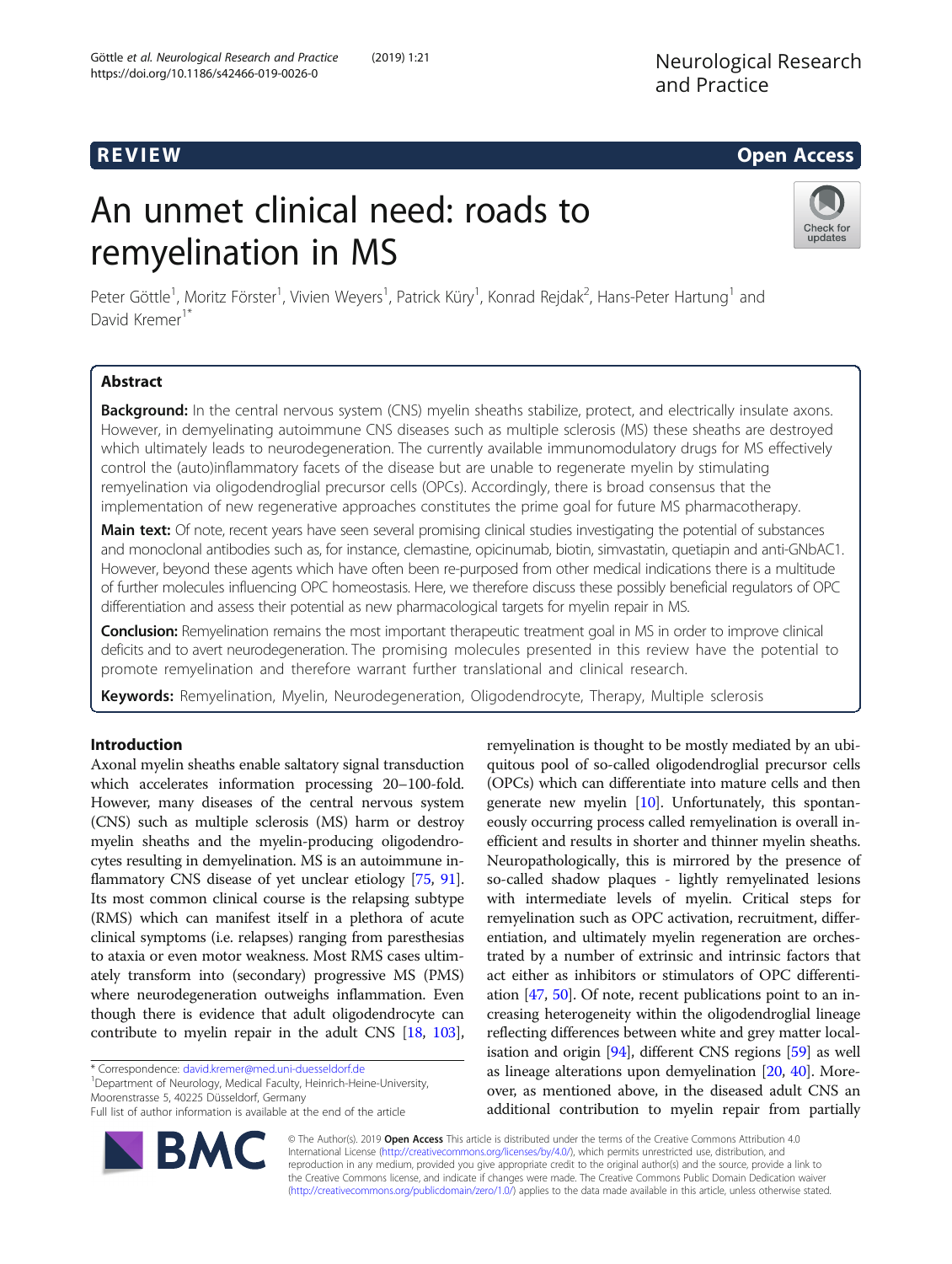REVIEW Open Access

# An unmet clinical need: roads to remyelination in MS

Peter Göttle[1], Moritz Förster[1], Vivien Weyers[1], Patrick Küry[1], Konrad Rejdak[2], Hans-Peter Hartung[1] and David Kremer[1*]

## Abstract

**Background:** In the central nervous system (CNS) myelin sheaths stabilize, protect, and electrically insulate axons. However, in demyelinating autoimmune CNS diseases such as multiple sclerosis (MS) these sheaths are destroyed which ultimately leads to neurodegeneration. The currently available immunomodulatory drugs for MS effectively control the (auto)inflammatory facets of the disease but are unable to regenerate myelin by stimulating remyelination via oligodendroglial precursor cells (OPCs). Accordingly, there is broad consensus that the implementation of new regenerative approaches constitutes the prime goal for future MS pharmacotherapy.

**Main text:** Of note, recent years have seen several promising clinical studies investigating the potential of substances and monoclonal antibodies such as, for instance, clemastine, opicinumab, biotin, simvastatin, quetiapin and anti-GNbAC1. However, beyond these agents which have often been re-purposed from other medical indications there is a multitude of further molecules influencing OPC homeostasis. Here, we therefore discuss these possibly beneficial regulators of OPC differentiation and assess their potential as new pharmacological targets for myelin repair in MS.

**Conclusion:** Remyelination remains the most important therapeutic treatment goal in MS in order to improve clinical deficits and to avert neurodegeneration. The promising molecules presented in this review have the potential to promote remyelination and therefore warrant further translational and clinical research.

**Keywords:** Remyelination, Myelin, Neurodegeneration, Oligodendrocyte, Therapy, Multiple sclerosis

## Introduction

Axonal myelin sheaths enable saltatory signal transduction which accelerates information processing 20–100-fold. However, many diseases of the central nervous system (CNS) such as multiple sclerosis (MS) harm or destroy myelin sheaths and the myelin-producing oligodendrocytes resulting in demyelination. MS is an autoimmune inflammatory CNS disease of yet unclear etiology [75, 91]. Its most common clinical course is the relapsing subtype (RMS) which can manifest itself in a plethora of acute clinical symptoms (i.e. relapses) ranging from paresthesias to ataxia or even motor weakness. Most RMS cases ultimately transform into (secondary) progressive MS (PMS) where neurodegeneration outweighs inflammation. Even though there is evidence that adult oligodendrocyte can contribute to myelin repair in the adult CNS [18, 103], remyelination is thought to be mostly mediated by an ubiquitous pool of so-called oligodendroglial precursor cells (OPCs) which can differentiate into mature cells and then generate new myelin [10]. Unfortunately, this spontaneously occurring process called remyelination is overall inefficient and results in shorter and thinner myelin sheaths. Neuropathologically, this is mirrored by the presence of so-called shadow plaques - lightly remyelinated lesions with intermediate levels of myelin. Critical steps for remyelination such as OPC activation, recruitment, differentiation, and ultimately myelin regeneration are orchestrated by a number of extrinsic and intrinsic factors that act either as inhibitors or stimulators of OPC differentiation [47, 50]. Of note, recent publications point to an increasing heterogeneity within the oligodendroglial lineage reflecting differences between white and grey matter localisation and origin [94], different CNS regions [59] as well as lineage alterations upon demyelination [20, 40]. Moreover, as mentioned above, in the diseased adult CNS an additional contribution to myelin repair from partially

\* Correspondence: david.kremer@med.uni-duesseldorf.de
[1]Department of Neurology, Medical Faculty, Heinrich-Heine-University, Moorenstrasse 5, 40225 Düsseldorf, Germany
Full list of author information is available at the end of the article

© The Author(s). 2019 **Open Access** This article is distributed under the terms of the Creative Commons Attribution 4.0 International License (http://creativecommons.org/licenses/by/4.0/), which permits unrestricted use, distribution, and reproduction in any medium, provided you give appropriate credit to the original author(s) and the source, provide a link to the Creative Commons license, and indicate if changes were made. The Creative Commons Public Domain Dedication waiver (http://creativecommons.org/publicdomain/zero/1.0/) applies to the data made available in this article, unless otherwise stated.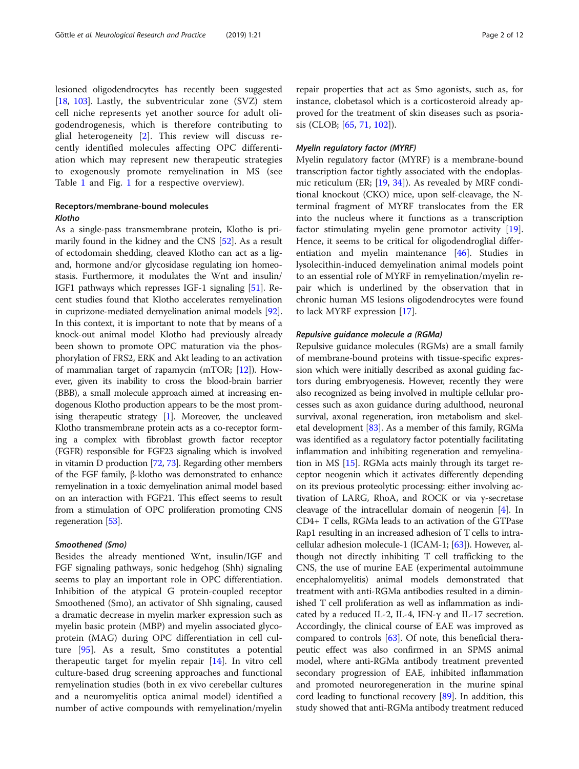lesioned oligodendrocytes has recently been suggested [18, 103]. Lastly, the subventricular zone (SVZ) stem cell niche represents yet another source for adult oligodendrogenesis, which is therefore contributing to glial heterogeneity [2]. This review will discuss recently identified molecules affecting OPC differentiation which may represent new therapeutic strategies to exogenously promote remyelination in MS (see Table 1 and Fig. 1 for a respective overview).

## Receptors/membrane-bound molecules

### *Klotho*

As a single-pass transmembrane protein, Klotho is primarily found in the kidney and the CNS [52]. As a result of ectodomain shedding, cleaved Klotho can act as a ligand, and hormone and/or glycosidase regulating ion homeostasis. Furthermore, it modulates the Wnt and insulin/IGF1 pathways which represses IGF-1 signaling [51]. Recent studies found that Klotho accelerates remyelination in cuprizone-mediated demyelination animal models [92]. In this context, it is important to note that by means of a knock-out animal model Klotho had previously already been shown to promote OPC maturation via the phosphorylation of FRS2, ERK and Akt leading to an activation of mammalian target of rapamycin (mTOR; [12]). However, given its inability to cross the blood-brain barrier (BBB), a small molecule approach aimed at increasing endogenous Klotho production appears to be the most promising therapeutic strategy [1]. Moreover, the uncleaved Klotho transmembrane protein acts as a co-receptor forming a complex with fibroblast growth factor receptor (FGFR) responsible for FGF23 signaling which is involved in vitamin D production [72, 73]. Regarding other members of the FGF family, β-klotho was demonstrated to enhance remyelination in a toxic demyelination animal model based on an interaction with FGF21. This effect seems to result from a stimulation of OPC proliferation promoting CNS regeneration [53].

### *Smoothened (Smo)*

Besides the already mentioned Wnt, insulin/IGF and FGF signaling pathways, sonic hedgehog (Shh) signaling seems to play an important role in OPC differentiation. Inhibition of the atypical G protein-coupled receptor Smoothened (Smo), an activator of Shh signaling, caused a dramatic decrease in myelin marker expression such as myelin basic protein (MBP) and myelin associated glycoprotein (MAG) during OPC differentiation in cell culture [95]. As a result, Smo constitutes a potential therapeutic target for myelin repair [14]. In vitro cell culture-based drug screening approaches and functional remyelination studies (both in ex vivo cerebellar cultures and a neuromyelitis optica animal model) identified a number of active compounds with remyelination/myelin repair properties that act as Smo agonists, such as, for instance, clobetasol which is a corticosteroid already approved for the treatment of skin diseases such as psoriasis (CLOB; [65, 71, 102]).

### *Myelin regulatory factor (MYRF)*

Myelin regulatory factor (MYRF) is a membrane-bound transcription factor tightly associated with the endoplasmic reticulum (ER; [19, 34]). As revealed by MRF conditional knockout (CKO) mice, upon self-cleavage, the N-terminal fragment of MYRF translocates from the ER into the nucleus where it functions as a transcription factor stimulating myelin gene promotor activity [19]. Hence, it seems to be critical for oligodendroglial differentiation and myelin maintenance [46]. Studies in lysolecithin-induced demyelination animal models point to an essential role of MYRF in remyelination/myelin repair which is underlined by the observation that in chronic human MS lesions oligodendrocytes were found to lack MYRF expression [17].

### *Repulsive guidance molecule a (RGMa)*

Repulsive guidance molecules (RGMs) are a small family of membrane-bound proteins with tissue-specific expression which were initially described as axonal guiding factors during embryogenesis. However, recently they were also recognized as being involved in multiple cellular processes such as axon guidance during adulthood, neuronal survival, axonal regeneration, iron metabolism and skeletal development [83]. As a member of this family, RGMa was identified as a regulatory factor potentially facilitating inflammation and inhibiting regeneration and remyelination in MS [15]. RGMa acts mainly through its target receptor neogenin which it activates differently depending on its previous proteolytic processing: either involving activation of LARG, RhoA, and ROCK or via γ-secretase cleavage of the intracellular domain of neogenin [4]. In CD4+ T cells, RGMa leads to an activation of the GTPase Rap1 resulting in an increased adhesion of T cells to intracellular adhesion molecule-1 (ICAM-1; [63]). However, although not directly inhibiting T cell trafficking to the CNS, the use of murine EAE (experimental autoimmune encephalomyelitis) animal models demonstrated that treatment with anti-RGMa antibodies resulted in a diminished T cell proliferation as well as inflammation as indicated by a reduced IL-2, IL-4, IFN-γ and IL-17 secretion. Accordingly, the clinical course of EAE was improved as compared to controls [63]. Of note, this beneficial therapeutic effect was also confirmed in an SPMS animal model, where anti-RGMa antibody treatment prevented secondary progression of EAE, inhibited inflammation and promoted neuroregeneration in the murine spinal cord leading to functional recovery [89]. In addition, this study showed that anti-RGMa antibody treatment reduced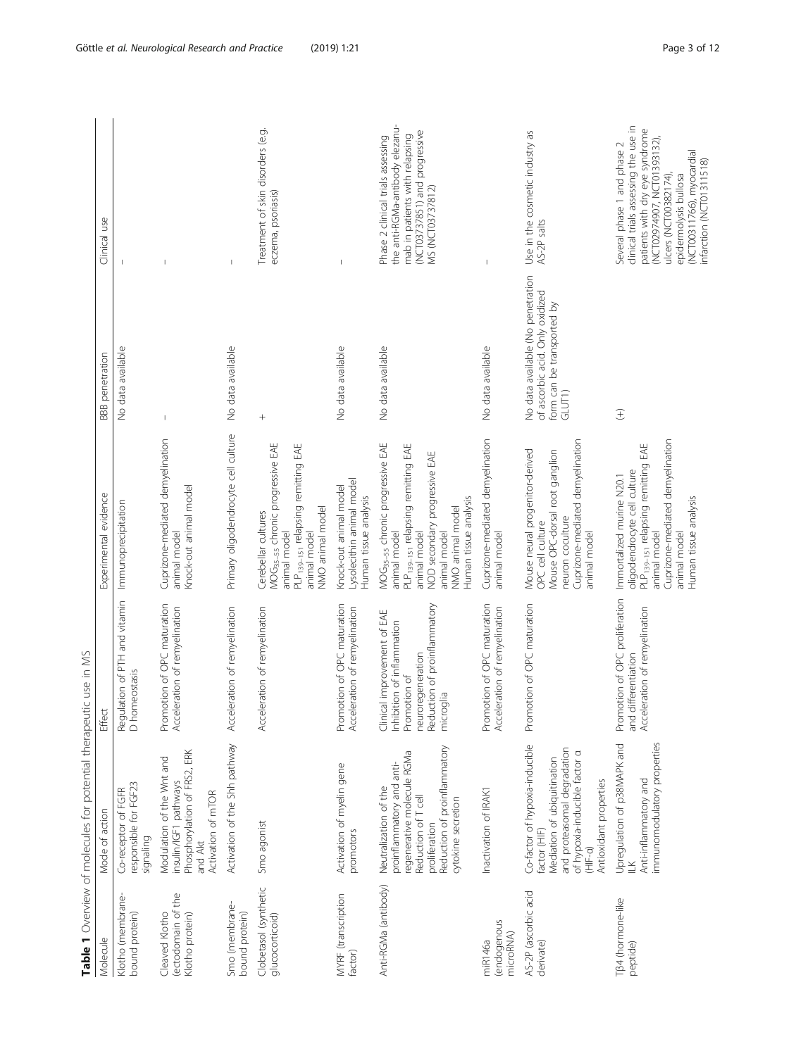**Table 1** Overview of molecules for potential therapeutic use in MS

| Molecule | Mode of action | Effect | Experimental evidence | BBB penetration | Clinical use |
| --- | --- | --- | --- | --- | --- |
| Klotho (membrane-bound protein) | Co-receptor of FGFR responsible for FGF23 signaling | Regulation of PTH and vitamin D homeostasis | Immunoprecipitation | No data available | – |
| Cleaved Klotho (ectodomain of the Klotho protein) | Modulation of the Wnt and insulin/IGF1 pathways<br>Phosphorylation of FRS2, ERK and Akt<br>Activation of mTOR | Promotion of OPC maturation<br>Acceleration of remyelination | Cuprizone-mediated demyelination animal model<br>Knock-out animal model | – | – |
| Smo (membrane-bound protein) | Activation of the Shh pathway | Acceleration of remyelination | Primary oligodendrocyte cell culture | No data available | – |
| Clobetasol (synthetic glucocorticoid) | Smo agonist | Acceleration of remyelination | Cerebellar cultures<br>$MOG_{35–55}$ chronic progressive EAE animal model<br>$PLP_{139–151}$ relapsing remitting EAE animal model<br>NMO animal model | + | Treatment of skin disorders (e.g. eczema, psoriasis) |
| MYRF (transcription factor) | Activation of myelin gene promotors | Promotion of OPC maturation<br>Acceleration of remyelination | Knock-out animal model<br>Lysolecithin animal model<br>Human tissue analysis | No data available | – |
| Anti-RGMa (antibody) | Neutralization of the proinflammatory and anti-regenerative molecule RGMa<br>Reduction of T cell proliferation<br>Reduction of proinflammatory cytokine secretion | Clinical improvement of EAE<br>Inhibition of inflammation<br>Promotion of neuroregeneration<br>Reduction of proinflammatory microglia | $MOG_{35–55}$ chronic progressive EAE animal model<br>$PLP_{139–151}$ relapsing remitting EAE animal model<br>NOD secondary progressive EAE animal model<br>NMO animal model<br>Human tissue analysis | No data available | Phase 2 clinical trials assessing the anti-RGMa-antibody elezanumab in patients with relapsing (NCT03737851) and progressive MS (NCT03737812) |
| miR146a (endogenous microRNA) | Inactivation of IRAK1 | Promotion of OPC maturation<br>Acceleration of remyelination | Cuprizone-mediated demyelination animal model | No data available | – |
| AS-2P (ascorbic acid derivate) | Co-factor of hypoxia-inducible factor (HIF)<br>Mediation of ubiquitination and proteasomal degradation of hypoxia-inducible factor α (HIF-α)<br>Antioxidant properties | Promotion of OPC maturation | Mouse neural progenitor-derived OPC cell culture<br>Mouse OPC-dorsal root ganglion neuron coculture<br>Cuprizone-mediated demyelination animal model | No data available (No penetration of ascorbic acid. Only oxidized form can be transported by GLUT1) | Use in the cosmetic industry as AS-2P salts |
| Tβ4 (hormone-like peptide) | Upregulation of p38MAPK and ILK<br>Anti-inflammatory and immunomodulatory properties | Promotion of OPC proliferation and differentiation<br>Acceleration of remyelination | Immortalized murine N20.1 oligodendrocyte cell culture<br>$PLP_{139–151}$ relapsing remitting EAE animal model<br>Cuprizone-mediated demyelination animal model<br>Human tissue analysis | (+) | Several phase 1 and phase 2 clinical trials assessing the use in patients with dry eye syndrome (NCT02974907, NCT01393132), ulcers (NCT00382174), epidermolysis bullosa (NCT00311766), myocardial infarction (NCT01311518) |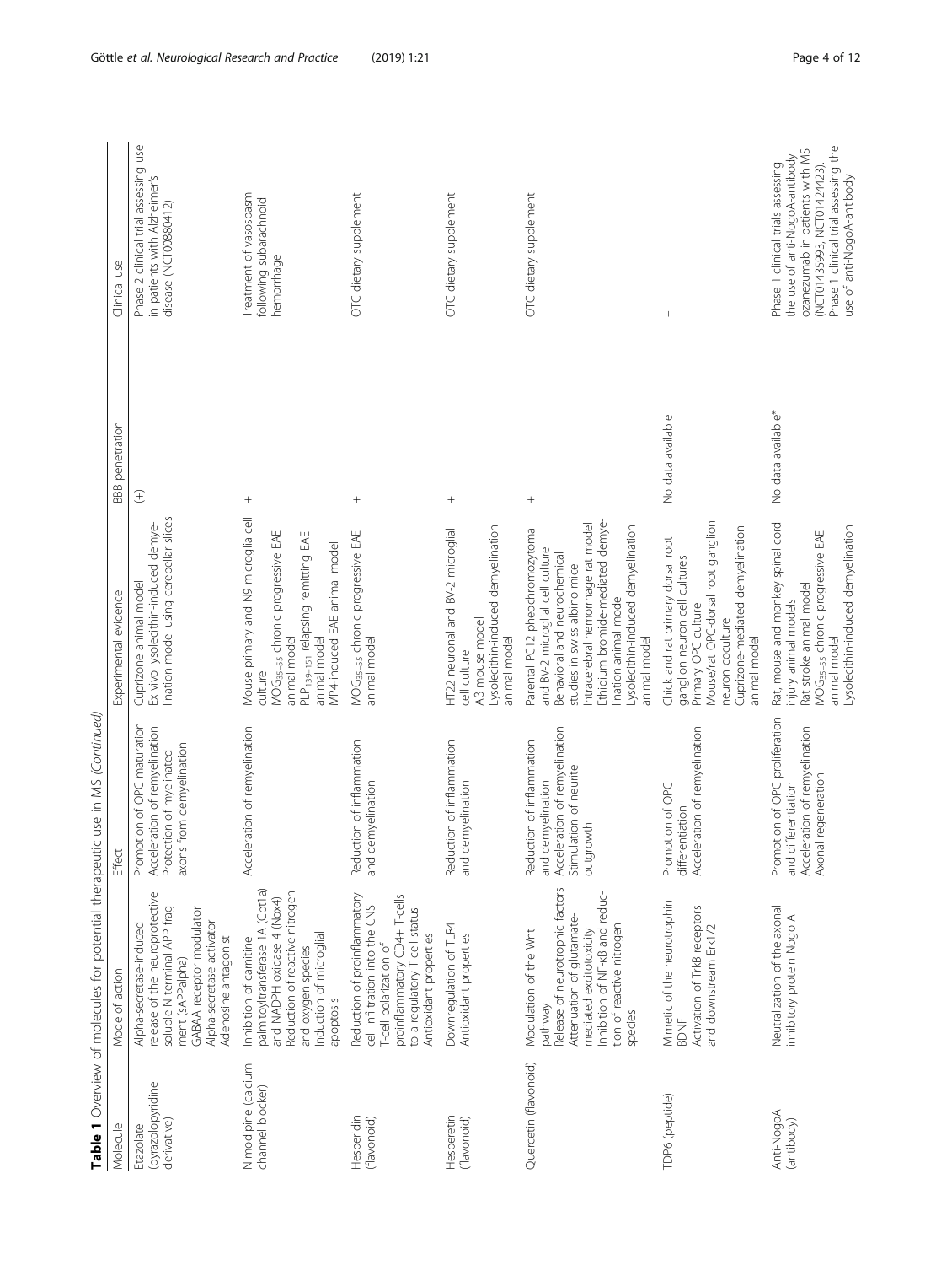**Table 1** Overview of molecules for potential therapeutic use in MS *(Continued)*

| Molecule | Mode of action | Effect | Experimental evidence | BBB penetration | Clinical use |
|---|---|---|---|---|---|
| Etazolate (pyrazolopyridine derivative) | Alpha-secretase-induced release of the neuroprotective soluble N-terminal APP fragment (sAPPalpha)<br>GABAA receptor modulator<br>Alpha-secretase activator<br>Adenosine antagonist | Promotion of OPC maturation<br>Acceleration of remyelination<br>Protection of myelinated axons from demyelination | Cuprizone animal model<br>Ex vivo lysolecithin-induced demyelination model using cerebellar slices | (+) | Phase 2 clinical trial assessing use in patients with Alzheimer's disease (NCT00880412) |
| Nimodipine (calcium channel blocker) | Inhibition of carnitine palmitoyltransferase 1A (Cpt1a) and NADPH oxidase 4 (Nox4)<br>Reduction of reactive nitrogen and oxygen species<br>Induction of microglial apoptosis | Acceleration of remyelination | Mouse primary and N9 microglia cell culture<br>$MOG_{35-55}$ chronic progressive EAE animal model<br>$PLP_{139-151}$ relapsing remitting EAE animal model<br>MP4-induced EAE animal model | + | Treatment of vasospasm following subarachnoid hemorrhage |
| Hesperidin (flavonoid) | Reduction of proinflammatory cell infiltration into the CNS<br>T-cell polarization of proinflammatory CD4+ T-cells to a regulatory T cell status<br>Antioxidant properties | Reduction of inflammation and demyelination | $MOG_{35-55}$ chronic progressive EAE animal model | + | OTC dietary supplement |
| Hesperetin (flavonoid) | Downregulation of TLR4<br>Antioxidant properties | Reduction of inflammation and demyelination | HT22 neuronal and BV-2 microglial cell culture<br>Aβ mouse model<br>Lysolecithin-induced demyelination animal model | + | OTC dietary supplement |
| Quercetin (flavonoid) | Modulation of the Wnt pathway<br>Release of neurotrophic factors<br>Attenuation of glutamate-mediated excitotoxicity<br>Inhibition of NF-κB and reduction of reactive nitrogen species | Reduction of inflammation and demyelination<br>Acceleration of remyelination<br>Stimulation of neurite outgrowth | Parental PC12 pheochromozytoma and BV-2 microglial cell culture<br>Behavioral and neurochemical studies in swiss albino mice<br>Intracerebral hemorrhage rat model<br>Ethidium bromide-mediated demyelination animal model<br>Lysolecithin-induced demyelination animal model | + | OTC dietary supplement |
| TDP6 (peptide) | Mimetic of the neurotrophin BDNF<br>Activation of TrkB receptors and downstream Erk1/2 | Promotion of OPC differentiation<br>Acceleration of remyelination | Chick and rat primary dorsal root ganglion neuron cell cultures<br>Primary OPC culture<br>Mouse/rat OPC-dorsal root ganglion neuron coculture<br>Cuprizone-mediated demyelination animal model | No data available | – |
| Anti-NogoA (antibody) | Neutralization of the axonal inhibitory protein Nogo A | Promotion of OPC proliferation and differentiation<br>Acceleration of remyelination<br>Axonal regeneration | Rat, mouse and monkey spinal cord injury animal models<br>Rat stroke animal model<br>$MOG_{35-55}$ chronic progressive EAE animal model<br>Lysolecithin-induced demyelination | No data available* | Phase 1 clinical trials assessing the use of anti-NogoA-antibody ozanezumab in patients with MS (NCT01435993, NCT01424423).<br>Phase 1 clinical trial assessing the use of anti-NogoA-antibody |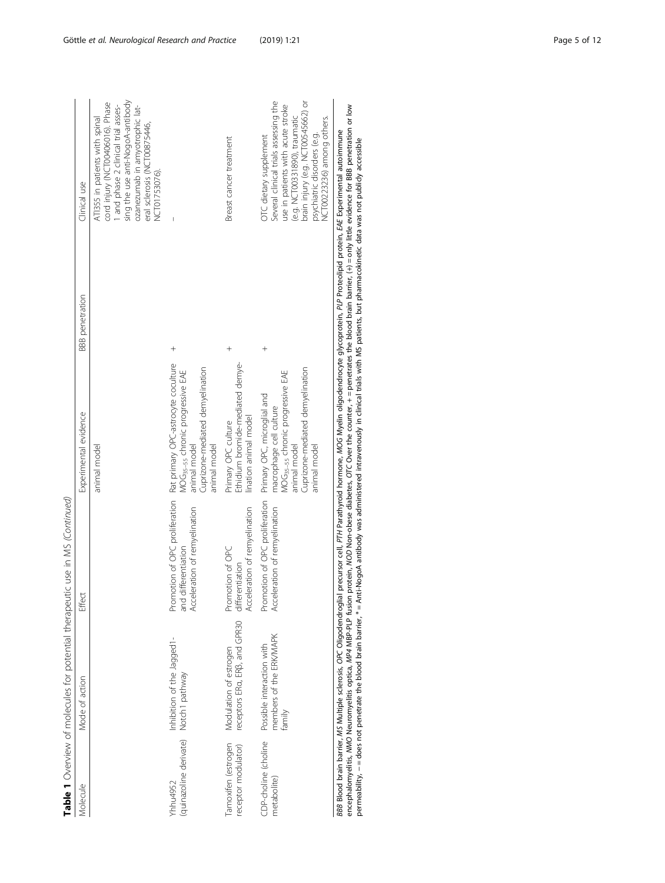**Table 1** Overview of molecules for potential therapeutic use in MS *(Continued)*

| Molecule | Mode of action | Effect | Experimental evidence | BBB penetration | Clinical use |
| --- | --- | --- | --- | --- | --- |
| | | | animal model | | ATI355 in patients with spinal cord injury (NCT00406016). Phase 1 and phase 2 clinical trial assessing the use anti-NogoA-antibody ozanezumab in amyotrophic lateral sclerosis (NCT00875446, NCT01753076). |
| Yhhu4952 (quinazoline derivate) | Inhibition of the Jagged1-Notch1 pathway | Promotion of OPC proliferation and differentiation<br>Acceleration of remyelination | Rat primary OPC-astrocyte coculture<br>$MOG_{35-55}$ chronic progressive EAE animal model<br>Cuprizone-mediated demyelination animal model | + | – |
| Tamoxifen (estrogen receptor modulator) | Modulation of estrogen receptors ERα, ERβ, and GPR30 | Promotion of OPC differentiation<br>Acceleration of remyelination | Primary OPC culture<br>Ethidium bromide-mediated demyelination animal model | + | Breast cancer treatment |
| CDP-choline (choline metabolite) | Possible interaction with members of the ERK/MAPK family | Promotion of OPC proliferation<br>Acceleration of remyelination | Primary OPC, microglial and macrophage cell culture<br>$MOG_{35-55}$ chronic progressive EAE animal model<br>Cuprizone-mediated demyelination animal model | + | OTC dietary supplement<br>Several clinical trials assessing the use in patients with acute stroke (e.g. NCT00331890), traumatic brain injury (e.g. NCT00545662) or psychiatric disorders (e.g. NCT00223236) among others. |

*BBB* Blood brain barrier, *MS* Multiple sclerosis, *OPC* Oligodendroglial precursor cell, *PTH* Parathyroid hormone, *MOG* Myelin oligodendrocyte glycoprotein, *PLP* Proteolipid protein, *EAE* Experimental autoimmune encephalomyelitis, *NMO* Neuromyelitis optica, *MP4* MBP-PLP fusion protein, *NOD* Non-obese diabetes, *OTC* Over the counter, + = penetrates the blood brain barrier, (+) = only little evidence for BBB penetration or low permeability, – = does not penetrate the blood brain barrier, * = Anti-NogoA antibody was administered intravenously in clinical trials with MS patients, but pharmacokinetic data was not publicly accessible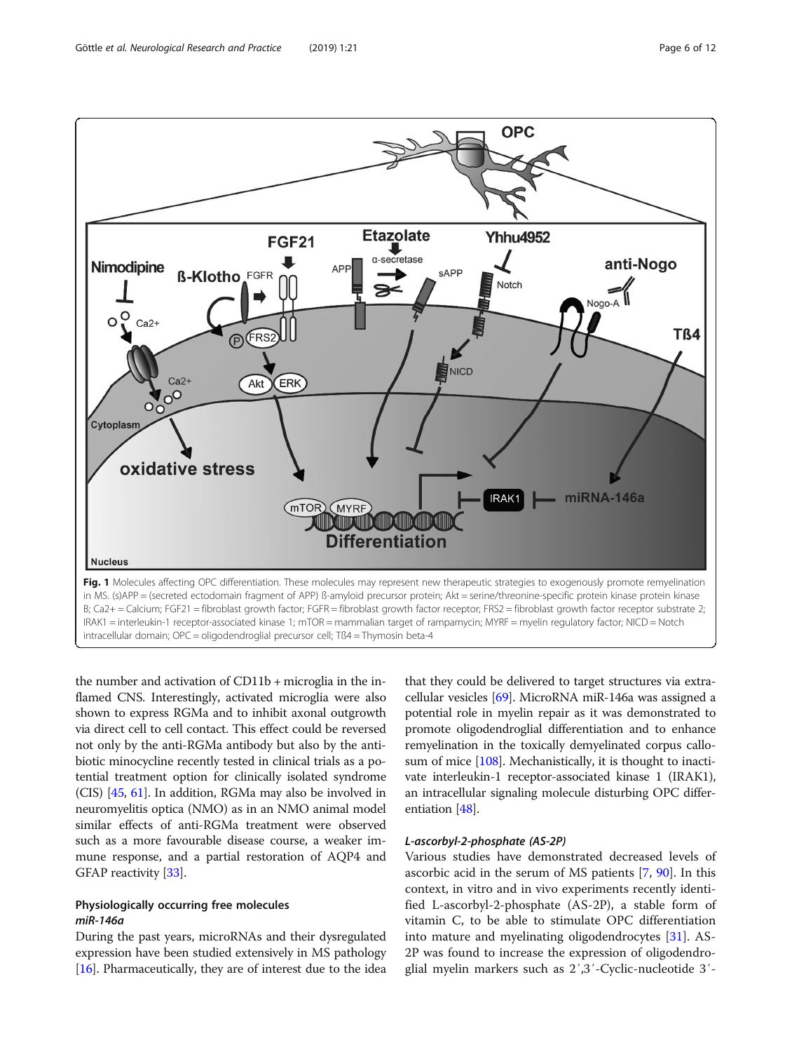**Fig. 1** Molecules affecting OPC differentiation. These molecules may represent new therapeutic strategies to exogenously promote remyelination in MS. (s)APP = (secreted ectodomain fragment of APP) ß-amyloid precursor protein; Akt = serine/threonine-specific protein kinase protein kinase B; Ca2+ = Calcium; FGF21 = fibroblast growth factor; FGFR = fibroblast growth factor receptor; FRS2 = fibroblast growth factor receptor substrate 2; IRAK1 = interleukin-1 receptor-associated kinase 1; mTOR = mammalian target of rampamycin; MYRF = myelin regulatory factor; NICD = Notch intracellular domain; OPC = oligodendroglial precursor cell; Tß4 = Thymosin beta-4

the number and activation of CD11b + microglia in the inflamed CNS. Interestingly, activated microglia were also shown to express RGMa and to inhibit axonal outgrowth via direct cell to cell contact. This effect could be reversed not only by the anti-RGMa antibody but also by the antibiotic minocycline recently tested in clinical trials as a potential treatment option for clinically isolated syndrome (CIS) [45, 61]. In addition, RGMa may also be involved in neuromyelitis optica (NMO) as in an NMO animal model similar effects of anti-RGMa treatment were observed such as a more favourable disease course, a weaker immune response, and a partial restoration of AQP4 and GFAP reactivity [33].

## Physiologically occurring free molecules

### *miR-146a*

During the past years, microRNAs and their dysregulated expression have been studied extensively in MS pathology [16]. Pharmaceutically, they are of interest due to the idea that they could be delivered to target structures via extracellular vesicles [69]. MicroRNA miR-146a was assigned a potential role in myelin repair as it was demonstrated to promote oligodendroglial differentiation and to enhance remyelination in the toxically demyelinated corpus callosum of mice [108]. Mechanistically, it is thought to inactivate interleukin-1 receptor-associated kinase 1 (IRAK1), an intracellular signaling molecule disturbing OPC differentiation [48].

### *L-ascorbyl-2-phosphate (AS-2P)*

Various studies have demonstrated decreased levels of ascorbic acid in the serum of MS patients [7, 90]. In this context, in vitro and in vivo experiments recently identified L-ascorbyl-2-phosphate (AS-2P), a stable form of vitamin C, to be able to stimulate OPC differentiation into mature and myelinating oligodendrocytes [31]. AS-2P was found to increase the expression of oligodendroglial myelin markers such as 2′,3′-Cyclic-nucleotide 3′-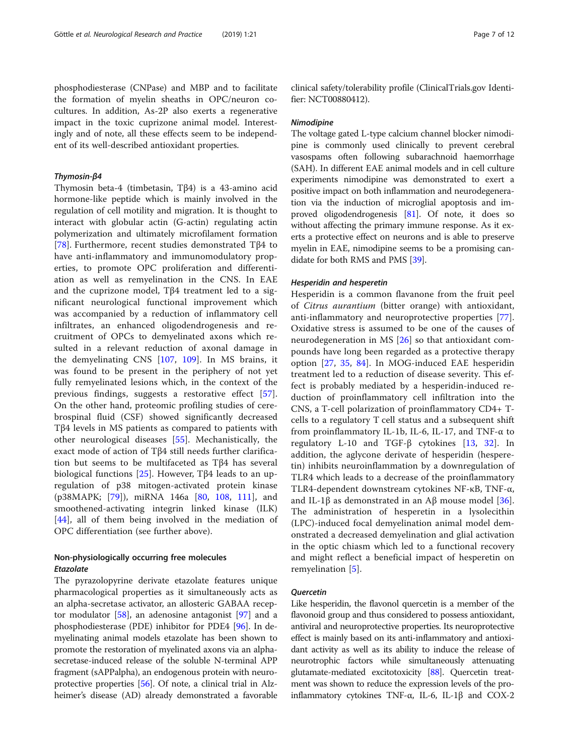phosphodiesterase (CNPase) and MBP and to facilitate the formation of myelin sheaths in OPC/neuron cocultures. In addition, As-2P also exerts a regenerative impact in the toxic cuprizone animal model. Interestingly and of note, all these effects seem to be independent of its well-described antioxidant properties.

#### Thymosin-β4

Thymosin beta-4 (timbetasin, Tβ4) is a 43-amino acid hormone-like peptide which is mainly involved in the regulation of cell motility and migration. It is thought to interact with globular actin (G-actin) regulating actin polymerization and ultimately microfilament formation [78]. Furthermore, recent studies demonstrated Tβ4 to have anti-inflammatory and immunomodulatory properties, to promote OPC proliferation and differentiation as well as remyelination in the CNS. In EAE and the cuprizone model, Tβ4 treatment led to a significant neurological functional improvement which was accompanied by a reduction of inflammatory cell infiltrates, an enhanced oligodendrogenesis and recruitment of OPCs to demyelinated axons which resulted in a relevant reduction of axonal damage in the demyelinating CNS [107, 109]. In MS brains, it was found to be present in the periphery of not yet fully remyelinated lesions which, in the context of the previous findings, suggests a restorative effect [57]. On the other hand, proteomic profiling studies of cerebrospinal fluid (CSF) showed significantly decreased Tβ4 levels in MS patients as compared to patients with other neurological diseases [55]. Mechanistically, the exact mode of action of Tβ4 still needs further clarification but seems to be multifaceted as Tβ4 has several biological functions [25]. However, Tβ4 leads to an upregulation of p38 mitogen-activated protein kinase (p38MAPK; [79]), miRNA 146a [80, 108, 111], and smoothened-activating integrin linked kinase (ILK) [44], all of them being involved in the mediation of OPC differentiation (see further above).

### Non-physiologically occurring free molecules

#### Etazolate

The pyrazolopyrine derivate etazolate features unique pharmacological properties as it simultaneously acts as an alpha-secretase activator, an allosteric GABAA receptor modulator [58], an adenosine antagonist [97] and a phosphodiesterase (PDE) inhibitor for PDE4 [96]. In demyelinating animal models etazolate has been shown to promote the restoration of myelinated axons via an alpha-secretase-induced release of the soluble N-terminal APP fragment (sAPPalpha), an endogenous protein with neuroprotective properties [56]. Of note, a clinical trial in Alzheimer's disease (AD) already demonstrated a favorable clinical safety/tolerability profile (ClinicalTrials.gov Identifier: NCT00880412).

#### Nimodipine

The voltage gated L-type calcium channel blocker nimodipine is commonly used clinically to prevent cerebral vasospams often following subarachnoid haemorrhage (SAH). In different EAE animal models and in cell culture experiments nimodipine was demonstrated to exert a positive impact on both inflammation and neurodegeneration via the induction of microglial apoptosis and improved oligodendrogenesis [81]. Of note, it does so without affecting the primary immune response. As it exerts a protective effect on neurons and is able to preserve myelin in EAE, nimodipine seems to be a promising candidate for both RMS and PMS [39].

#### Hesperidin and hesperetin

Hesperidin is a common flavanone from the fruit peel of *Citrus aurantium* (bitter orange) with antioxidant, anti-inflammatory and neuroprotective properties [77]. Oxidative stress is assumed to be one of the causes of neurodegeneration in MS [26] so that antioxidant compounds have long been regarded as a protective therapy option [27, 35, 84]. In MOG-induced EAE hesperidin treatment led to a reduction of disease severity. This effect is probably mediated by a hesperidin-induced reduction of proinflammatory cell infiltration into the CNS, a T-cell polarization of proinflammatory CD4+ T-cells to a regulatory T cell status and a subsequent shift from proinflammatory IL-1b, IL-6, IL-17, and TNF-α to regulatory L-10 and TGF-β cytokines [13, 32]. In addition, the aglycone derivate of hesperidin (hesperetin) inhibits neuroinflammation by a downregulation of TLR4 which leads to a decrease of the proinflammatory TLR4-dependent downstream cytokines NF-κB, TNF-α, and IL-1β as demonstrated in an Aβ mouse model [36]. The administration of hesperetin in a lysolecithin (LPC)-induced focal demyelination animal model demonstrated a decreased demyelination and glial activation in the optic chiasm which led to a functional recovery and might reflect a beneficial impact of hesperetin on remyelination [5].

#### Quercetin

Like hesperidin, the flavonol quercetin is a member of the flavonoid group and thus considered to possess antioxidant, antiviral and neuroprotective properties. Its neuroprotective effect is mainly based on its anti-inflammatory and antioxidant activity as well as its ability to induce the release of neurotrophic factors while simultaneously attenuating glutamate-mediated excitotoxicity [88]. Quercetin treatment was shown to reduce the expression levels of the proinflammatory cytokines TNF-α, IL-6, IL-1β and COX-2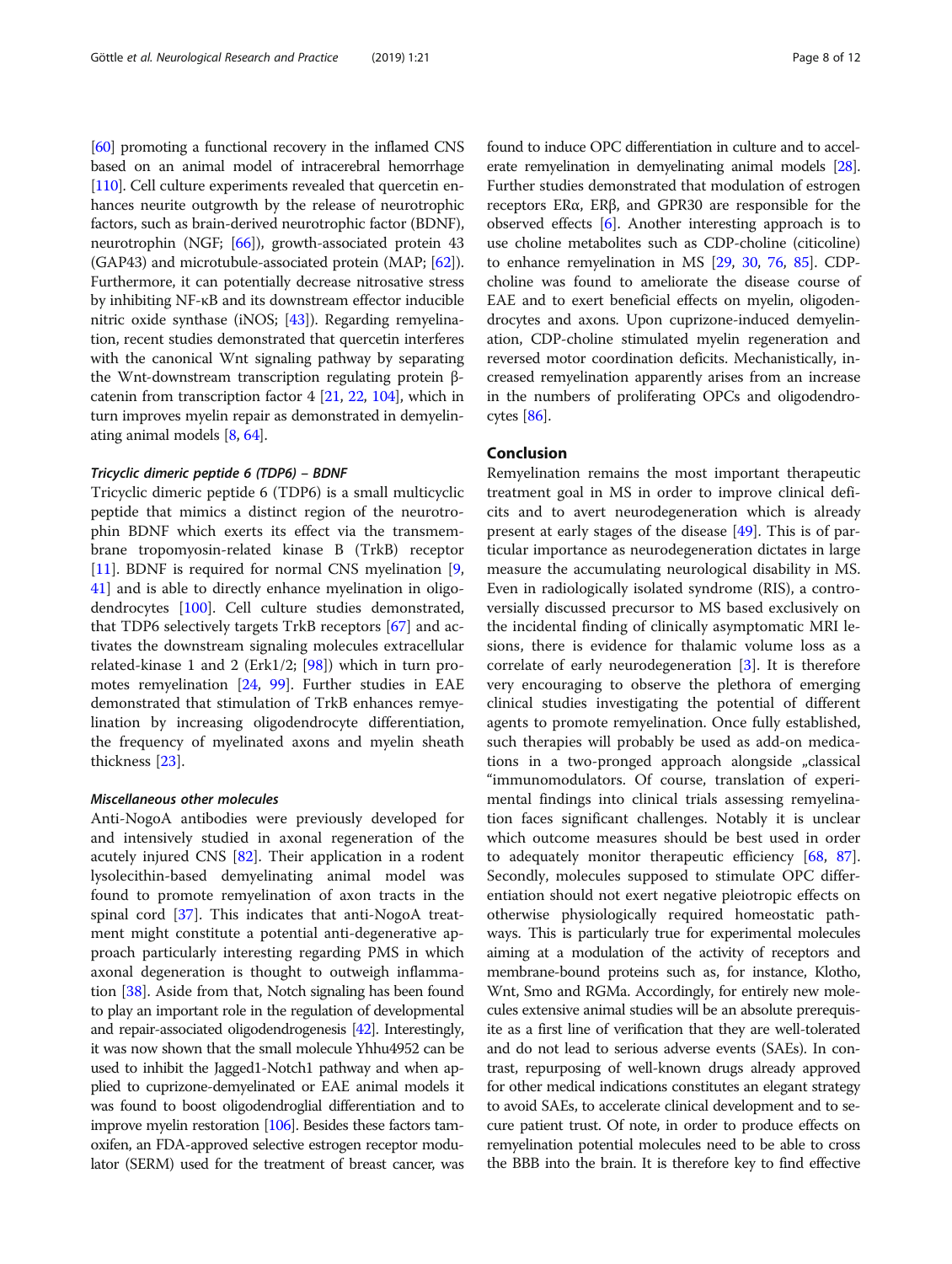[60] promoting a functional recovery in the inflamed CNS based on an animal model of intracerebral hemorrhage [110]. Cell culture experiments revealed that quercetin enhances neurite outgrowth by the release of neurotrophic factors, such as brain-derived neurotrophic factor (BDNF), neurotrophin (NGF; [66]), growth-associated protein 43 (GAP43) and microtubule-associated protein (MAP; [62]). Furthermore, it can potentially decrease nitrosative stress by inhibiting NF-κB and its downstream effector inducible nitric oxide synthase (iNOS; [43]). Regarding remyelination, recent studies demonstrated that quercetin interferes with the canonical Wnt signaling pathway by separating the Wnt-downstream transcription regulating protein β-catenin from transcription factor 4 [21, 22, 104], which in turn improves myelin repair as demonstrated in demyelinating animal models [8, 64].

#### *Tricyclic dimeric peptide 6 (TDP6) – BDNF*

Tricyclic dimeric peptide 6 (TDP6) is a small multicyclic peptide that mimics a distinct region of the neurotrophin BDNF which exerts its effect via the transmembrane tropomyosin-related kinase B (TrkB) receptor [11]. BDNF is required for normal CNS myelination [9, 41] and is able to directly enhance myelination in oligodendrocytes [100]. Cell culture studies demonstrated, that TDP6 selectively targets TrkB receptors [67] and activates the downstream signaling molecules extracellular related-kinase 1 and 2 (Erk1/2; [98]) which in turn promotes remyelination [24, 99]. Further studies in EAE demonstrated that stimulation of TrkB enhances remyelination by increasing oligodendrocyte differentiation, the frequency of myelinated axons and myelin sheath thickness [23].

#### *Miscellaneous other molecules*

Anti-NogoA antibodies were previously developed for and intensively studied in axonal regeneration of the acutely injured CNS [82]. Their application in a rodent lysolecithin-based demyelinating animal model was found to promote remyelination of axon tracts in the spinal cord [37]. This indicates that anti-NogoA treatment might constitute a potential anti-degenerative approach particularly interesting regarding PMS in which axonal degeneration is thought to outweigh inflammation [38]. Aside from that, Notch signaling has been found to play an important role in the regulation of developmental and repair-associated oligodendrogenesis [42]. Interestingly, it was now shown that the small molecule Yhhu4952 can be used to inhibit the Jagged1-Notch1 pathway and when applied to cuprizone-demyelinated or EAE animal models it was found to boost oligodendroglial differentiation and to improve myelin restoration [106]. Besides these factors tamoxifen, an FDA-approved selective estrogen receptor modulator (SERM) used for the treatment of breast cancer, was found to induce OPC differentiation in culture and to accelerate remyelination in demyelinating animal models [28]. Further studies demonstrated that modulation of estrogen receptors ERα, ERβ, and GPR30 are responsible for the observed effects [6]. Another interesting approach is to use choline metabolites such as CDP-choline (citicoline) to enhance remyelination in MS [29, 30, 76, 85]. CDP-choline was found to ameliorate the disease course of EAE and to exert beneficial effects on myelin, oligodendrocytes and axons. Upon cuprizone-induced demyelination, CDP-choline stimulated myelin regeneration and reversed motor coordination deficits. Mechanistically, increased remyelination apparently arises from an increase in the numbers of proliferating OPCs and oligodendrocytes [86].

## Conclusion

Remyelination remains the most important therapeutic treatment goal in MS in order to improve clinical deficits and to avert neurodegeneration which is already present at early stages of the disease [49]. This is of particular importance as neurodegeneration dictates in large measure the accumulating neurological disability in MS. Even in radiologically isolated syndrome (RIS), a controversially discussed precursor to MS based exclusively on the incidental finding of clinically asymptomatic MRI lesions, there is evidence for thalamic volume loss as a correlate of early neurodegeneration [3]. It is therefore very encouraging to observe the plethora of emerging clinical studies investigating the potential of different agents to promote remyelination. Once fully established, such therapies will probably be used as add-on medications in a two-pronged approach alongside „classical "immunomodulators. Of course, translation of experimental findings into clinical trials assessing remyelination faces significant challenges. Notably it is unclear which outcome measures should be best used in order to adequately monitor therapeutic efficiency [68, 87]. Secondly, molecules supposed to stimulate OPC differentiation should not exert negative pleiotropic effects on otherwise physiologically required homeostatic pathways. This is particularly true for experimental molecules aiming at a modulation of the activity of receptors and membrane-bound proteins such as, for instance, Klotho, Wnt, Smo and RGMa. Accordingly, for entirely new molecules extensive animal studies will be an absolute prerequisite as a first line of verification that they are well-tolerated and do not lead to serious adverse events (SAEs). In contrast, repurposing of well-known drugs already approved for other medical indications constitutes an elegant strategy to avoid SAEs, to accelerate clinical development and to secure patient trust. Of note, in order to produce effects on remyelination potential molecules need to be able to cross the BBB into the brain. It is therefore key to find effective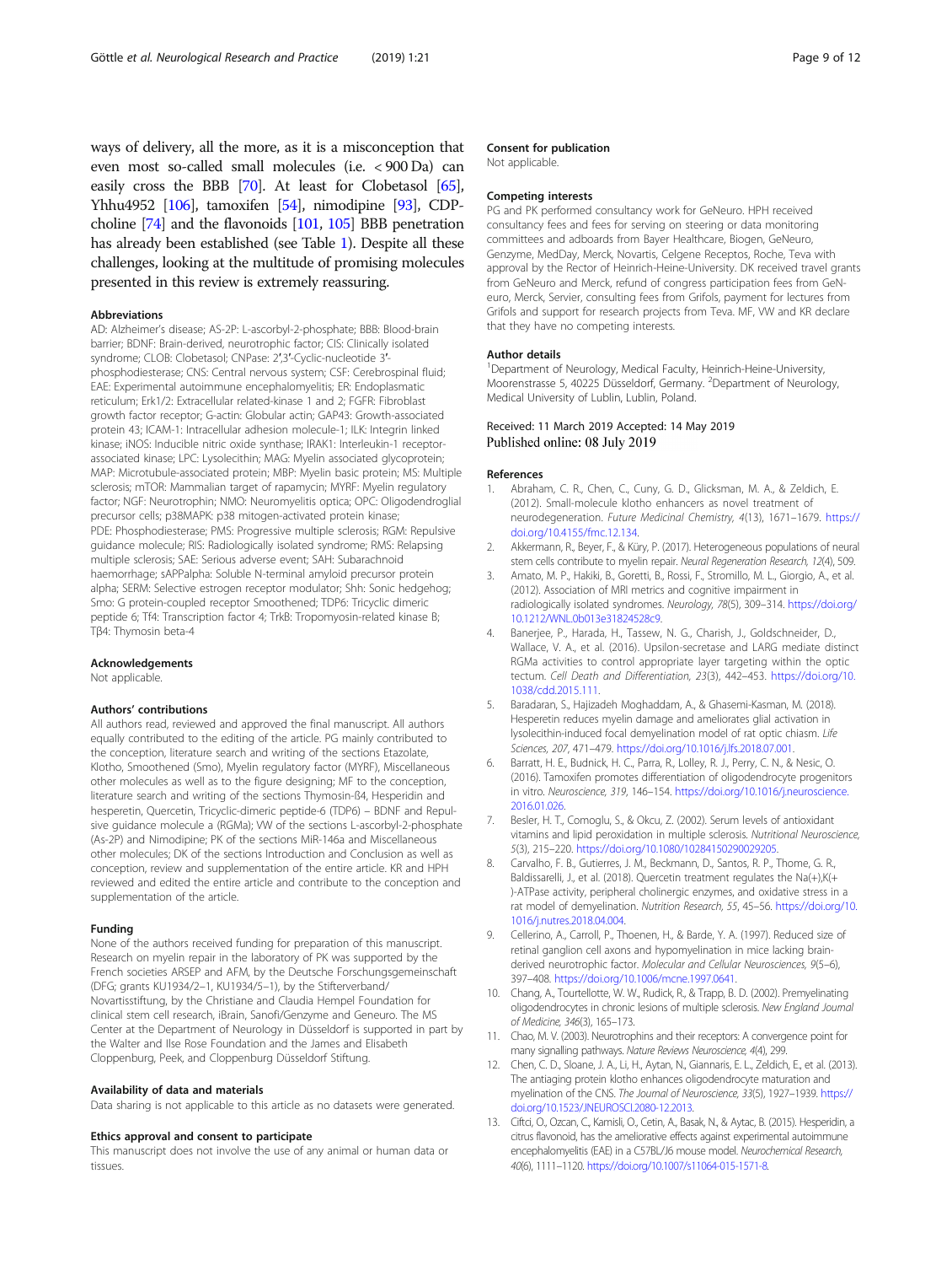ways of delivery, all the more, as it is a misconception that even most so-called small molecules (i.e. < 900 Da) can easily cross the BBB [70]. At least for Clobetasol [65], Yhhu4952 [106], tamoxifen [54], nimodipine [93], CDP-choline [74] and the flavonoids [101, 105] BBB penetration has already been established (see Table 1). Despite all these challenges, looking at the multitude of promising molecules presented in this review is extremely reassuring.

### Abbreviations

AD: Alzheimer's disease; AS-2P: L-ascorbyl-2-phosphate; BBB: Blood-brain barrier; BDNF: Brain-derived, neurotrophic factor; CIS: Clinically isolated syndrome; CLOB: Clobetasol; CNPase: 2′,3′-Cyclic-nucleotide 3′-phosphodiesterase; CNS: Central nervous system; CSF: Cerebrospinal fluid; EAE: Experimental autoimmune encephalomyelitis; ER: Endoplasmatic reticulum; Erk1/2: Extracellular related-kinase 1 and 2; FGFR: Fibroblast growth factor receptor; G-actin: Globular actin; GAP43: Growth-associated protein 43; ICAM-1: Intracellular adhesion molecule-1; ILK: Integrin linked kinase; iNOS: Inducible nitric oxide synthase; IRAK1: Interleukin-1 receptor-associated kinase; LPC: Lysolecithin; MAG: Myelin associated glycoprotein; MAP: Microtubule-associated protein; MBP: Myelin basic protein; MS: Multiple sclerosis; mTOR: Mammalian target of rapamycin; MYRF: Myelin regulatory factor; NGF: Neurotrophin; NMO: Neuromyelitis optica; OPC: Oligodendroglial precursor cells; p38MAPK: p38 mitogen-activated protein kinase; PDE: Phosphodiesterase; PMS: Progressive multiple sclerosis; RGM: Repulsive guidance molecule; RIS: Radiologically isolated syndrome; RMS: Relapsing multiple sclerosis; SAE: Serious adverse event; SAH: Subarachnoid haemorrhage; sAPPalpha: Soluble N-terminal amyloid precursor protein alpha; SERM: Selective estrogen receptor modulator; Shh: Sonic hedgehog; Smo: G protein-coupled receptor Smoothened; TDP6: Tricyclic dimeric peptide 6; Tf4: Transcription factor 4; TrkB: Tropomyosin-related kinase B; Tβ4: Thymosin beta-4

### Acknowledgements

Not applicable.

### Authors' contributions

All authors read, reviewed and approved the final manuscript. All authors equally contributed to the editing of the article. PG mainly contributed to the conception, literature search and writing of the sections Etazolate, Klotho, Smoothened (Smo), Myelin regulatory factor (MYRF), Miscellaneous other molecules as well as to the figure designing; MF to the conception, literature search and writing of the sections Thymosin-ß4, Hesperidin and hesperetin, Quercetin, Tricyclic-dimeric peptide-6 (TDP6) – BDNF and Repulsive guidance molecule a (RGMa); VW of the sections L-ascorbyl-2-phosphate (As-2P) and Nimodipine; PK of the sections MiR-146a and Miscellaneous other molecules; DK of the sections Introduction and Conclusion as well as conception, review and supplementation of the entire article. KR and HPH reviewed and edited the entire article and contribute to the conception and supplementation of the article.

### Funding

None of the authors received funding for preparation of this manuscript. Research on myelin repair in the laboratory of PK was supported by the French societies ARSEP and AFM, by the Deutsche Forschungsgemeinschaft (DFG; grants KU1934/2–1, KU1934/5–1), by the Stifterverband/Novartisstiftung, by the Christiane and Claudia Hempel Foundation for clinical stem cell research, iBrain, Sanofi/Genzyme and Geneuro. The MS Center at the Department of Neurology in Düsseldorf is supported in part by the Walter and Ilse Rose Foundation and the James and Elisabeth Cloppenburg, Peek, and Cloppenburg Düsseldorf Stiftung.

### Availability of data and materials

Data sharing is not applicable to this article as no datasets were generated.

### Ethics approval and consent to participate

This manuscript does not involve the use of any animal or human data or tissues.

### Consent for publication

Not applicable.

### Competing interests

PG and PK performed consultancy work for GeNeuro. HPH received consultancy fees and fees for serving on steering or data monitoring committees and adboards from Bayer Healthcare, Biogen, GeNeuro, Genzyme, MedDay, Merck, Novartis, Celgene Receptos, Roche, Teva with approval by the Rector of Heinrich-Heine-University. DK received travel grants from GeNeuro and Merck, refund of congress participation fees from GeNeuro, Merck, Servier, consulting fees from Grifols, payment for lectures from Grifols and support for research projects from Teva. MF, VW and KR declare that they have no competing interests.

### Author details

[1]Department of Neurology, Medical Faculty, Heinrich-Heine-University, Moorenstrasse 5, 40225 Düsseldorf, Germany. [2]Department of Neurology, Medical University of Lublin, Lublin, Poland.

Received: 11 March 2019 Accepted: 14 May 2019
Published online: 08 July 2019

### References

1. Abraham, C. R., Chen, C., Cuny, G. D., Glicksman, M. A., & Zeldich, E. (2012). Small-molecule klotho enhancers as novel treatment of neurodegeneration. *Future Medicinal Chemistry, 4*(13), 1671–1679. https://doi.org/10.4155/fmc.12.134.
2. Akkermann, R., Beyer, F., & Küry, P. (2017). Heterogeneous populations of neural stem cells contribute to myelin repair. *Neural Regeneration Research, 12*(4), 509.
3. Amato, M. P., Hakiki, B., Goretti, B., Rossi, F., Stromillo, M. L., Giorgio, A., et al. (2012). Association of MRI metrics and cognitive impairment in radiologically isolated syndromes. *Neurology, 78*(5), 309–314. https://doi.org/10.1212/WNL.0b013e31824528c9.
4. Banerjee, P., Harada, H., Tassew, N. G., Charish, J., Goldschneider, D., Wallace, V. A., et al. (2016). Upsilon-secretase and LARG mediate distinct RGMa activities to control appropriate layer targeting within the optic tectum. *Cell Death and Differentiation, 23*(3), 442–453. https://doi.org/10.1038/cdd.2015.111.
5. Baradaran, S., Hajizadeh Moghaddam, A., & Ghasemi-Kasman, M. (2018). Hesperetin reduces myelin damage and ameliorates glial activation in lysolecithin-induced focal demyelination model of rat optic chiasm. *Life Sciences, 207*, 471–479. https://doi.org/10.1016/j.lfs.2018.07.001.
6. Barratt, H. E., Budnick, H. C., Parra, R., Lolley, R. J., Perry, C. N., & Nesic, O. (2016). Tamoxifen promotes differentiation of oligodendrocyte progenitors in vitro. *Neuroscience, 319*, 146–154. https://doi.org/10.1016/j.neuroscience.2016.01.026.
7. Besler, H. T., Comoglu, S., & Okcu, Z. (2002). Serum levels of antioxidant vitamins and lipid peroxidation in multiple sclerosis. *Nutritional Neuroscience, 5*(3), 215–220. https://doi.org/10.1080/10284150290029205.
8. Carvalho, F. B., Gutierres, J. M., Beckmann, D., Santos, R. P., Thome, G. R., Baldissarelli, J., et al. (2018). Quercetin treatment regulates the Na(+),K(+)-ATPase activity, peripheral cholinergic enzymes, and oxidative stress in a rat model of demyelination. *Nutrition Research, 55*, 45–56. https://doi.org/10.1016/j.nutres.2018.04.004.
9. Cellerino, A., Carroll, P., Thoenen, H., & Barde, Y. A. (1997). Reduced size of retinal ganglion cell axons and hypomyelination in mice lacking brain-derived neurotrophic factor. *Molecular and Cellular Neurosciences, 9*(5–6), 397–408. https://doi.org/10.1006/mcne.1997.0641.
10. Chang, A., Tourtellotte, W. W., Rudick, R., & Trapp, B. D. (2002). Premyelinating oligodendrocytes in chronic lesions of multiple sclerosis. *New England Journal of Medicine, 346*(3), 165–173.
11. Chao, M. V. (2003). Neurotrophins and their receptors: A convergence point for many signalling pathways. *Nature Reviews Neuroscience, 4*(4), 299.
12. Chen, C. D., Sloane, J. A., Li, H., Aytan, N., Giannaris, E. L., Zeldich, E., et al. (2013). The antiaging protein klotho enhances oligodendrocyte maturation and myelination of the CNS. *The Journal of Neuroscience, 33*(5), 1927–1939. https://doi.org/10.1523/JNEUROSCI.2080-12.2013.
13. Ciftci, O., Ozcan, C., Kamisli, O., Cetin, A., Basak, N., & Aytac, B. (2015). Hesperidin, a citrus flavonoid, has the ameliorative effects against experimental autoimmune encephalomyelitis (EAE) in a C57BL/J6 mouse model. *Neurochemical Research, 40*(6), 1111–1120. https://doi.org/10.1007/s11064-015-1571-8.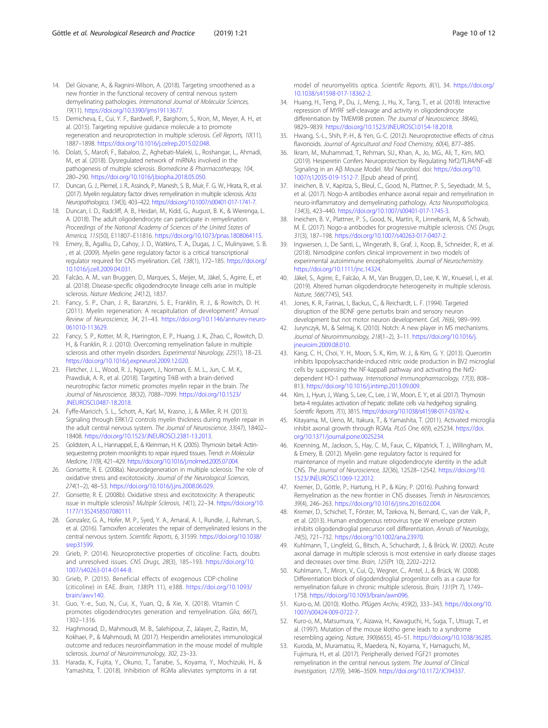14. Del Giovane, A., & Ragnini-Wilson, A. (2018). Targeting smoothened as a new frontier in the functional recovery of central nervous system demyelinating pathologies. *International Journal of Molecular Sciences, 19*(11). https://doi.org/10.3390/ijms19113677.
15. Demicheva, E., Cui, Y. F., Bardwell, P., Barghorn, S., Kron, M., Meyer, A. H., et al. (2015). Targeting repulsive guidance molecule a to promote regeneration and neuroprotection in multiple sclerosis. *Cell Reports, 10*(11), 1887–1898. https://doi.org/10.1016/j.celrep.2015.02.048.
16. Dolati, S., Marofi, F., Babaloo, Z., Aghebati-Maleki, L., Roshangar, L., Ahmadi, M., et al. (2018). Dysregulated network of miRNAs involved in the pathogenesis of multiple sclerosis. *Biomedicine & Pharmacotherapy, 104*, 280–290. https://doi.org/10.1016/j.biopha.2018.05.050.
17. Duncan, G. J., Plemel, J. R., Assinck, P., Manesh, S. B., Muir, F. G. W., Hirata, R., et al. (2017). Myelin regulatory factor drives remyelination in multiple sclerosis. *Acta Neuropathologica, 134*(3), 403–422. https://doi.org/10.1007/s00401-017-1741-7.
18. Duncan, I. D., Radcliff, A. B., Heidari, M., Kidd, G., August, B. K., & Wierenga, L. A. (2018). The adult oligodendrocyte can participate in remyelination. *Proceedings of the National Academy of Sciences of the United States of America, 115*(50), E11807–E11816. https://doi.org/10.1073/pnas.1808064115.
19. Emery, B., Agalliu, D., Cahoy, J. D., Watkins, T. A., Dugas, J. C., Mulinyawe, S. B. , et al. (2009). Myelin gene regulatory factor is a critical transcriptional regulator required for CNS myelination. *Cell, 138*(1), 172–185. https://doi.org/10.1016/j.cell.2009.04.031.
20. Falcão, A. M., van Bruggen, D., Marques, S., Meijer, M., Jäkel, S., Agirre, E., et al. (2018). Disease-specific oligodendrocyte lineage cells arise in multiple sclerosis. *Nature Medicine, 24*(12), 1837.
21. Fancy, S. P., Chan, J. R., Baranzini, S. E., Franklin, R. J., & Rowitch, D. H. (2011). Myelin regeneration: A recapitulation of development? *Annual Review of Neuroscience, 34*, 21–43. https://doi.org/10.1146/annurev-neuro-061010-113629.
22. Fancy, S. P., Kotter, M. R., Harrington, E. P., Huang, J. K., Zhao, C., Rowitch, D. H., & Franklin, R. J. (2010). Overcoming remyelination failure in multiple sclerosis and other myelin disorders. *Experimental Neurology, 225*(1), 18–23. https://doi.org/10.1016/j.expneurol.2009.12.020.
23. Fletcher, J. L., Wood, R. J., Nguyen, J., Norman, E. M. L., Jun, C. M. K., Prawdiuk, A. R., et al. (2018). Targeting TrkB with a brain-derived neurotrophic factor mimetic promotes myelin repair in the brain. *The Journal of Neuroscience, 38*(32), 7088–7099. https://doi.org/10.1523/JNEUROSCI.0487-18.2018.
24. Fyffe-Maricich, S. L., Schott, A., Karl, M., Krasno, J., & Miller, R. H. (2013). Signaling through ERK1/2 controls myelin thickness during myelin repair in the adult central nervous system. *The Journal of Neuroscience, 33*(47), 18402–18408. https://doi.org/10.1523/JNEUROSCI.2381-13.2013.
25. Goldstein, A. L., Hannappel, E., & Kleinman, H. K. (2005). Thymosin beta4: Actin-sequestering protein moonlights to repair injured tissues. *Trends in Molecular Medicine, 11*(9), 421–429. https://doi.org/10.1016/j.molmed.2005.07.004.
26. Gonsette, R. E. (2008a). Neurodegeneration in multiple sclerosis: The role of oxidative stress and excitotoxicity. *Journal of the Neurological Sciences, 274*(1–2), 48–53. https://doi.org/10.1016/j.jns.2008.06.029.
27. Gonsette, R. E. (2008b). Oxidative stress and excitotoxicity: A therapeutic issue in multiple sclerosis? *Multiple Sclerosis, 14*(1), 22–34. https://doi.org/10.1177/1352458507080111.
28. Gonzalez, G. A., Hofer, M. P., Syed, Y. A., Amaral, A. I., Rundle, J., Rahman, S., et al. (2016). Tamoxifen accelerates the repair of demyelinated lesions in the central nervous system. *Scientific Reports, 6*, 31599. https://doi.org/10.1038/srep31599.
29. Grieb, P. (2014). Neuroprotective properties of citicoline: Facts, doubts and unresolved issues. *CNS Drugs, 28*(3), 185–193. https://doi.org/10.1007/s40263-014-0144-8.
30. Grieb, P. (2015). Beneficial effects of exogenous CDP-choline (citicoline) in EAE. *Brain, 138*(Pt 11), e388. https://doi.org/10.1093/brain/awv140.
31. Guo, Y.-e., Suo, N., Cui, X., Yuan, Q., & Xie, X. (2018). Vitamin C promotes oligodendrocytes generation and remyelination. *Glia, 66*(7), 1302–1316.
32. Haghmorad, D., Mahmoudi, M. B., Salehipour, Z., Jalayer, Z., Rastin, M., Kokhaei, P., & Mahmoudi, M. (2017). Hesperidin ameliorates immunological outcome and reduces neuroinflammation in the mouse model of multiple sclerosis. *Journal of Neuroimmunology, 302*, 23–33.
33. Harada, K., Fujita, Y., Okuno, T., Tanabe, S., Koyama, Y., Mochizuki, H., & Yamashita, T. (2018). Inhibition of RGMa alleviates symptoms in a rat model of neuromyelitis optica. *Scientific Reports, 8*(1), 34. https://doi.org/10.1038/s41598-017-18362-2.
34. Huang, H., Teng, P., Du, J., Meng, J., Hu, X., Tang, T., et al. (2018). Interactive repression of MYRF self-cleavage and activity in oligodendrocyte differentiation by TMEM98 protein. *The Journal of Neuroscience, 38*(46), 9829–9839. https://doi.org/10.1523/JNEUROSCI.0154-18.2018.
35. Hwang, S.-L., Shih, P.-H., & Yen, G.-C. (2012). Neuroprotective effects of citrus flavonoids. *Journal of Agricultural and Food Chemistry, 60*(4), 877–885.
36. Ikram, M., Muhammad, T., Rehman, SU., Khan, A., Jo, MG., Ali, T., Kim, MO. (2019). Hesperetin Confers Neuroprotection by Regulating Nrf2/TLR4/NF-κB Signaling in an Aβ Mouse Model. *Mol Neurobiol.* doi: https://doi.org/10.1007/s12035-019-1512-7. [Epub ahead of print].
37. Ineichen, B. V., Kapitza, S., Bleul, C., Good, N., Plattner, P. S., Seyedsadr, M. S., et al. (2017). Nogo-A antibodies enhance axonal repair and remyelination in neuro-inflammatory and demyelinating pathology. *Acta Neuropathologica, 134*(3), 423–440. https://doi.org/10.1007/s00401-017-1745-3.
38. Ineichen, B. V., Plattner, P. S., Good, N., Martin, R., Linnebank, M., & Schwab, M. E. (2017). Nogo-a antibodies for progressive multiple sclerosis. *CNS Drugs, 31*(3), 187–198. https://doi.org/10.1007/s40263-017-0407-2.
39. Ingwersen, J., De Santi, L., Wingerath, B., Graf, J., Koop, B., Schneider, R., et al. (2018). Nimodipine confers clinical improvement in two models of experimental autoimmune encephalomyelitis. *Journal of Neurochemistry.* https://doi.org/10.1111/jnc.14324.
40. Jäkel, S., Agirre, E., Falcão, A. M., Van Bruggen, D., Lee, K. W., Knuesel, I., et al. (2019). Altered human oligodendrocyte heterogeneity in multiple sclerosis. *Nature, 566*(7745), 543.
41. Jones, K. R., Farinas, I., Backus, C., & Reichardt, L. F. (1994). Targeted disruption of the BDNF gene perturbs brain and sensory neuron development but not motor neuron development. *Cell, 76*(6), 989–999.
42. Jurynczyk, M., & Selmaj, K. (2010). Notch: A new player in MS mechanisms. *Journal of Neuroimmunology, 218*(1–2), 3–11. https://doi.org/10.1016/j.jneuroim.2009.08.010.
43. Kang, C. H., Choi, Y. H., Moon, S. K., Kim, W. J., & Kim, G. Y. (2013). Quercetin inhibits lipopolysaccharide-induced nitric oxide production in BV2 microglial cells by suppressing the NF-kappaB pathway and activating the Nrf2-dependent HO-1 pathway. *International Immunopharmacology, 17*(3), 808–813. https://doi.org/10.1016/j.intimp.2013.09.009.
44. Kim, J., Hyun, J., Wang, S., Lee, C., Lee, J. W., Moon, E. Y., et al. (2017). Thymosin beta-4 regulates activation of hepatic stellate cells via hedgehog signaling. *Scientific Reports, 7*(1), 3815. https://doi.org/10.1038/s41598-017-03782-x.
45. Kitayama, M., Ueno, M., Itakura, T., & Yamashita, T. (2011). Activated microglia inhibit axonal growth through RGMa. *PLoS One, 6*(9), e25234. https://doi.org/10.1371/journal.pone.0025234.
46. Koenning, M., Jackson, S., Hay, C. M., Faux, C., Kilpatrick, T. J., Willingham, M., & Emery, B. (2012). Myelin gene regulatory factor is required for maintenance of myelin and mature oligodendrocyte identity in the adult CNS. *The Journal of Neuroscience, 32*(36), 12528–12542. https://doi.org/10.1523/JNEUROSCI.1069-12.2012.
47. Kremer, D., Göttle, P., Hartung, H. P., & Küry, P. (2016). Pushing forward: Remyelination as the new frontier in CNS diseases. *Trends in Neurosciences, 39*(4), 246–263. https://doi.org/10.1016/j.tins.2016.02.004.
48. Kremer, D., Schichel, T., Förster, M., Tzekova, N., Bernard, C., van der Valk, P., et al. (2013). Human endogenous retrovirus type W envelope protein inhibits oligodendroglial precursor cell differentiation. *Annals of Neurology, 74*(5), 721–732. https://doi.org/10.1002/ana.23970.
49. Kuhlmann, T., Lingfeld, G., Bitsch, A., Schuchardt, J., & Brück, W. (2002). Acute axonal damage in multiple sclerosis is most extensive in early disease stages and decreases over time. *Brain, 125*(Pt 10), 2202–2212.
50. Kuhlmann, T., Miron, V., Cui, Q., Wegner, C., Antel, J., & Brück, W. (2008). Differentiation block of oligodendroglial progenitor cells as a cause for remyelination failure in chronic multiple sclerosis. *Brain, 131*(Pt 7), 1749–1758. https://doi.org/10.1093/brain/awn096.
51. Kuro-o, M. (2010). Klotho. *Pflügers Archiv, 459*(2), 333–343. https://doi.org/10.1007/s00424-009-0722-7.
52. Kuro-o, M., Matsumura, Y., Aizawa, H., Kawaguchi, H., Suga, T., Utsugi, T., et al. (1997). Mutation of the mouse klotho gene leads to a syndrome resembling ageing. *Nature, 390*(6655), 45–51. https://doi.org/10.1038/36285.
53. Kuroda, M., Muramatsu, R., Maedera, N., Koyama, Y., Hamaguchi, M., Fujimura, H., et al. (2017). Peripherally derived FGF21 promotes remyelination in the central nervous system. *The Journal of Clinical Investigation, 127*(9), 3496–3509. https://doi.org/10.1172/JCI94337.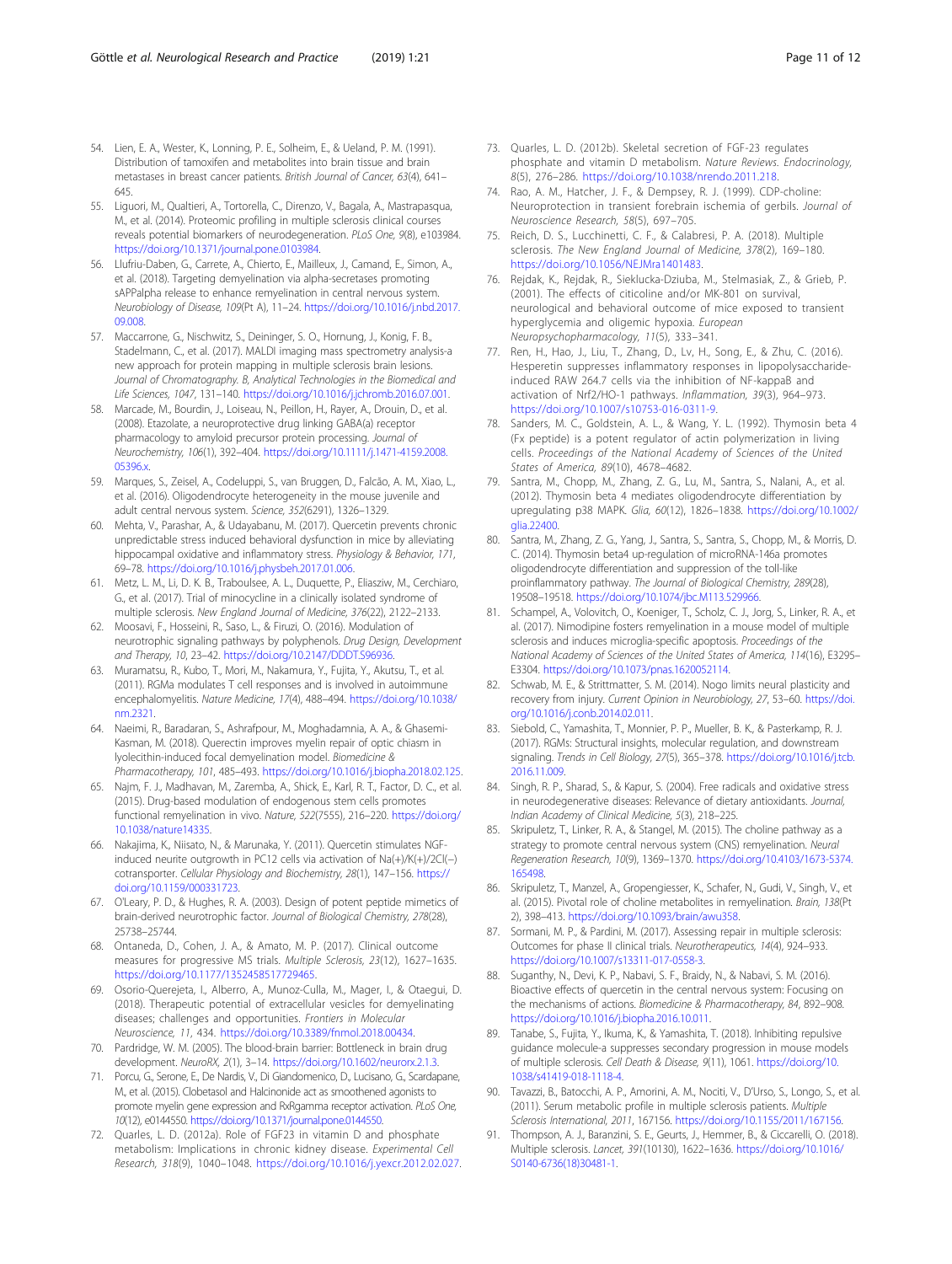54. Lien, E. A., Wester, K., Lonning, P. E., Solheim, E., & Ueland, P. M. (1991). Distribution of tamoxifen and metabolites into brain tissue and brain metastases in breast cancer patients. *British Journal of Cancer, 63*(4), 641–645.
55. Liguori, M., Qualtieri, A., Tortorella, C., Direnzo, V., Bagala, A., Mastrapasqua, M., et al. (2014). Proteomic profiling in multiple sclerosis clinical courses reveals potential biomarkers of neurodegeneration. *PLoS One, 9*(8), e103984. https://doi.org/10.1371/journal.pone.0103984.
56. Llufriu-Daben, G., Carrete, A., Chierto, E., Mailleux, J., Camand, E., Simon, A., et al. (2018). Targeting demyelination via alpha-secretases promoting sAPPalpha release to enhance remyelination in central nervous system. *Neurobiology of Disease, 109*(Pt A), 11–24. https://doi.org/10.1016/j.nbd.2017.09.008.
57. Maccarrone, G., Nischwitz, S., Deininger, S. O., Hornung, J., Konig, F. B., Stadelmann, C., et al. (2017). MALDI imaging mass spectrometry analysis-a new approach for protein mapping in multiple sclerosis brain lesions. *Journal of Chromatography. B, Analytical Technologies in the Biomedical and Life Sciences, 1047*, 131–140. https://doi.org/10.1016/j.jchromb.2016.07.001.
58. Marcade, M., Bourdin, J., Loiseau, N., Peillon, H., Rayer, A., Drouin, D., et al. (2008). Etazolate, a neuroprotective drug linking GABA(a) receptor pharmacology to amyloid precursor protein processing. *Journal of Neurochemistry, 106*(1), 392–404. https://doi.org/10.1111/j.1471-4159.2008.05396.x.
59. Marques, S., Zeisel, A., Codeluppi, S., van Bruggen, D., Falcão, A. M., Xiao, L., et al. (2016). Oligodendrocyte heterogeneity in the mouse juvenile and adult central nervous system. *Science, 352*(6291), 1326–1329.
60. Mehta, V., Parashar, A., & Udayabanu, M. (2017). Quercetin prevents chronic unpredictable stress induced behavioral dysfunction in mice by alleviating hippocampal oxidative and inflammatory stress. *Physiology & Behavior, 171*, 69–78. https://doi.org/10.1016/j.physbeh.2017.01.006.
61. Metz, L. M., Li, D. K. B., Traboulsee, A. L., Duquette, P., Eliasziw, M., Cerchiaro, G., et al. (2017). Trial of minocycline in a clinically isolated syndrome of multiple sclerosis. *New England Journal of Medicine, 376*(22), 2122–2133.
62. Moosavi, F., Hosseini, R., Saso, L., & Firuzi, O. (2016). Modulation of neurotrophic signaling pathways by polyphenols. *Drug Design, Development and Therapy, 10*, 23–42. https://doi.org/10.2147/DDDT.S96936.
63. Muramatsu, R., Kubo, T., Mori, M., Nakamura, Y., Fujita, Y., Akutsu, T., et al. (2011). RGMa modulates T cell responses and is involved in autoimmune encephalomyelitis. *Nature Medicine, 17*(4), 488–494. https://doi.org/10.1038/nm.2321.
64. Naeimi, R., Baradaran, S., Ashrafpour, M., Moghadamnia, A. A., & Ghasemi-Kasman, M. (2018). Querectin improves myelin repair of optic chiasm in lyolecithin-induced focal demyelination model. *Biomedicine & Pharmacotherapy, 101*, 485–493. https://doi.org/10.1016/j.biopha.2018.02.125.
65. Najm, F. J., Madhavan, M., Zaremba, A., Shick, E., Karl, R. T., Factor, D. C., et al. (2015). Drug-based modulation of endogenous stem cells promotes functional remyelination in vivo. *Nature, 522*(7555), 216–220. https://doi.org/10.1038/nature14335.
66. Nakajima, K., Niisato, N., & Marunaka, Y. (2011). Quercetin stimulates NGF-induced neurite outgrowth in PC12 cells via activation of Na(+)/K(+)/2Cl(−) cotransporter. *Cellular Physiology and Biochemistry, 28*(1), 147–156. https://doi.org/10.1159/000331723.
67. O'Leary, P. D., & Hughes, R. A. (2003). Design of potent peptide mimetics of brain-derived neurotrophic factor. *Journal of Biological Chemistry, 278*(28), 25738–25744.
68. Ontaneda, D., Cohen, J. A., & Amato, M. P. (2017). Clinical outcome measures for progressive MS trials. *Multiple Sclerosis, 23*(12), 1627–1635. https://doi.org/10.1177/1352458517729465.
69. Osorio-Querejeta, I., Alberro, A., Munoz-Culla, M., Mager, I., & Otaegui, D. (2018). Therapeutic potential of extracellular vesicles for demyelinating diseases; challenges and opportunities. *Frontiers in Molecular Neuroscience, 11*, 434. https://doi.org/10.3389/fnmol.2018.00434.
70. Pardridge, W. M. (2005). The blood-brain barrier: Bottleneck in brain drug development. *NeuroRX, 2*(1), 3–14. https://doi.org/10.1602/neurorx.2.1.3.
71. Porcu, G., Serone, E., De Nardis, V., Di Giandomenico, D., Lucisano, G., Scardapane, M., et al. (2015). Clobetasol and Halcinonide act as smoothened agonists to promote myelin gene expression and RxRgamma receptor activation. *PLoS One, 10*(12), e0144550. https://doi.org/10.1371/journal.pone.0144550.
72. Quarles, L. D. (2012a). Role of FGF23 in vitamin D and phosphate metabolism: Implications in chronic kidney disease. *Experimental Cell Research, 318*(9), 1040–1048. https://doi.org/10.1016/j.yexcr.2012.02.027.
73. Quarles, L. D. (2012b). Skeletal secretion of FGF-23 regulates phosphate and vitamin D metabolism. *Nature Reviews. Endocrinology, 8*(5), 276–286. https://doi.org/10.1038/nrendo.2011.218.
74. Rao, A. M., Hatcher, J. F., & Dempsey, R. J. (1999). CDP-choline: Neuroprotection in transient forebrain ischemia of gerbils. *Journal of Neuroscience Research, 58*(5), 697–705.
75. Reich, D. S., Lucchinetti, C. F., & Calabresi, P. A. (2018). Multiple sclerosis. *The New England Journal of Medicine, 378*(2), 169–180. https://doi.org/10.1056/NEJMra1401483.
76. Rejdak, K., Rejdak, R., Sieklucka-Dziuba, M., Stelmasiak, Z., & Grieb, P. (2001). The effects of citicoline and/or MK-801 on survival, neurological and behavioral outcome of mice exposed to transient hyperglycemia and oligemic hypoxia. *European Neuropsychopharmacology, 11*(5), 333–341.
77. Ren, H., Hao, J., Liu, T., Zhang, D., Lv, H., Song, E., & Zhu, C. (2016). Hesperetin suppresses inflammatory responses in lipopolysaccharide-induced RAW 264.7 cells via the inhibition of NF-kappaB and activation of Nrf2/HO-1 pathways. *Inflammation, 39*(3), 964–973. https://doi.org/10.1007/s10753-016-0311-9.
78. Sanders, M. C., Goldstein, A. L., & Wang, Y. L. (1992). Thymosin beta 4 (Fx peptide) is a potent regulator of actin polymerization in living cells. *Proceedings of the National Academy of Sciences of the United States of America, 89*(10), 4678–4682.
79. Santra, M., Chopp, M., Zhang, Z. G., Lu, M., Santra, S., Nalani, A., et al. (2012). Thymosin beta 4 mediates oligodendrocyte differentiation by upregulating p38 MAPK. *Glia, 60*(12), 1826–1838. https://doi.org/10.1002/glia.22400.
80. Santra, M., Zhang, Z. G., Yang, J., Santra, S., Santra, S., Chopp, M., & Morris, D. C. (2014). Thymosin beta4 up-regulation of microRNA-146a promotes oligodendrocyte differentiation and suppression of the toll-like proinflammatory pathway. *The Journal of Biological Chemistry, 289*(28), 19508–19518. https://doi.org/10.1074/jbc.M113.529966.
81. Schampel, A., Volovitch, O., Koeniger, T., Scholz, C. J., Jorg, S., Linker, R. A., et al. (2017). Nimodipine fosters remyelination in a mouse model of multiple sclerosis and induces microglia-specific apoptosis. *Proceedings of the National Academy of Sciences of the United States of America, 114*(16), E3295–E3304. https://doi.org/10.1073/pnas.1620052114.
82. Schwab, M. E., & Strittmatter, S. M. (2014). Nogo limits neural plasticity and recovery from injury. *Current Opinion in Neurobiology, 27*, 53–60. https://doi.org/10.1016/j.conb.2014.02.011.
83. Siebold, C., Yamashita, T., Monnier, P. P., Mueller, B. K., & Pasterkamp, R. J. (2017). RGMs: Structural insights, molecular regulation, and downstream signaling. *Trends in Cell Biology, 27*(5), 365–378. https://doi.org/10.1016/j.tcb.2016.11.009.
84. Singh, R. P., Sharad, S., & Kapur, S. (2004). Free radicals and oxidative stress in neurodegenerative diseases: Relevance of dietary antioxidants. *Journal, Indian Academy of Clinical Medicine, 5*(3), 218–225.
85. Skripuletz, T., Linker, R. A., & Stangel, M. (2015). The choline pathway as a strategy to promote central nervous system (CNS) remyelination. *Neural Regeneration Research, 10*(9), 1369–1370. https://doi.org/10.4103/1673-5374.165498.
86. Skripuletz, T., Manzel, A., Gropengiesser, K., Schafer, N., Gudi, V., Singh, V., et al. (2015). Pivotal role of choline metabolites in remyelination. *Brain, 138*(Pt 2), 398–413. https://doi.org/10.1093/brain/awu358.
87. Sormani, M. P., & Pardini, M. (2017). Assessing repair in multiple sclerosis: Outcomes for phase II clinical trials. *Neurotherapeutics, 14*(4), 924–933. https://doi.org/10.1007/s13311-017-0558-3.
88. Suganthy, N., Devi, K. P., Nabavi, S. F., Braidy, N., & Nabavi, S. M. (2016). Bioactive effects of quercetin in the central nervous system: Focusing on the mechanisms of actions. *Biomedicine & Pharmacotherapy, 84*, 892–908. https://doi.org/10.1016/j.biopha.2016.10.011.
89. Tanabe, S., Fujita, Y., Ikuma, K., & Yamashita, T. (2018). Inhibiting repulsive guidance molecule-a suppresses secondary progression in mouse models of multiple sclerosis. *Cell Death & Disease, 9*(11), 1061. https://doi.org/10.1038/s41419-018-1118-4.
90. Tavazzi, B., Batocchi, A. P., Amorini, A. M., Nociti, V., D'Urso, S., Longo, S., et al. (2011). Serum metabolic profile in multiple sclerosis patients. *Multiple Sclerosis International, 2011*, 167156. https://doi.org/10.1155/2011/167156.
91. Thompson, A. J., Baranzini, S. E., Geurts, J., Hemmer, B., & Ciccarelli, O. (2018). Multiple sclerosis. *Lancet, 391*(10130), 1622–1636. https://doi.org/10.1016/S0140-6736(18)30481-1.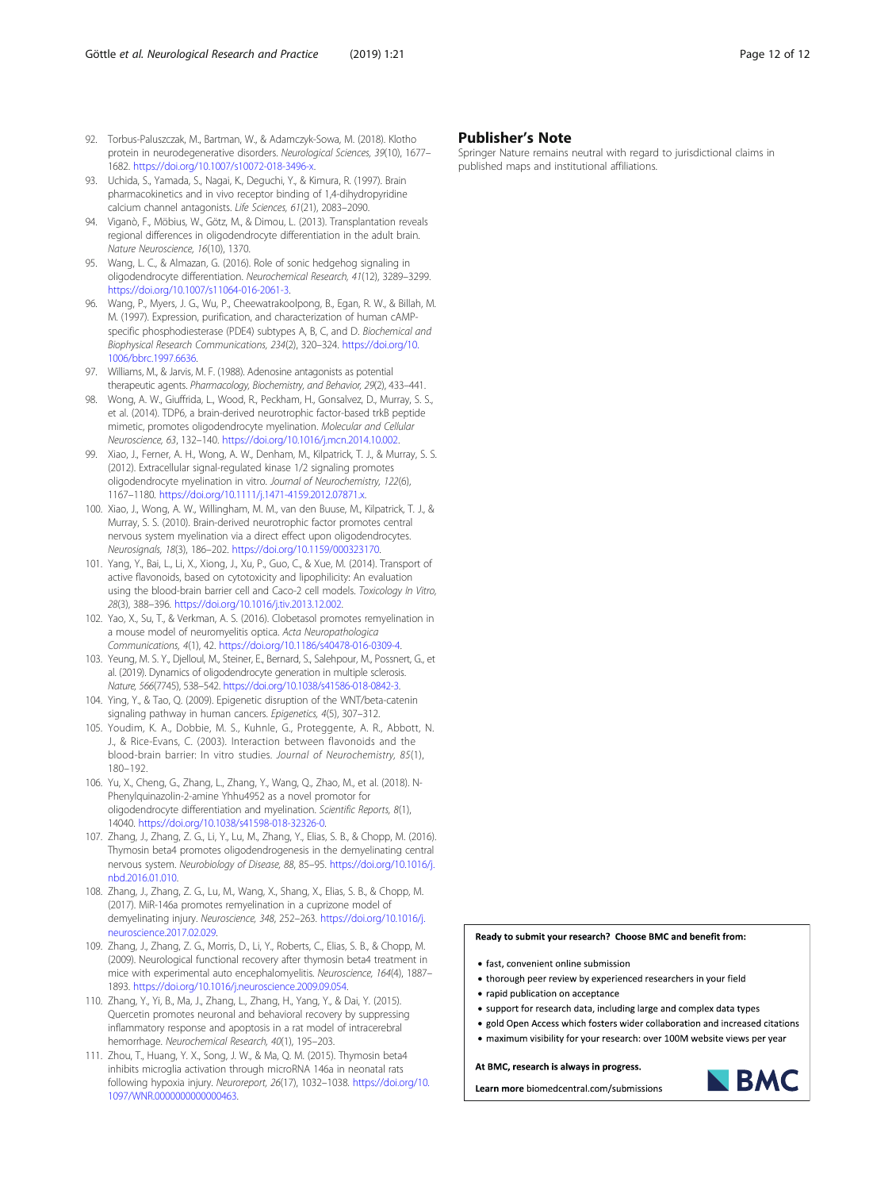92. Torbus-Paluszczak, M., Bartman, W., & Adamczyk-Sowa, M. (2018). Klotho protein in neurodegenerative disorders. *Neurological Sciences, 39*(10), 1677–1682. https://doi.org/10.1007/s10072-018-3496-x.
93. Uchida, S., Yamada, S., Nagai, K., Deguchi, Y., & Kimura, R. (1997). Brain pharmacokinetics and in vivo receptor binding of 1,4-dihydropyridine calcium channel antagonists. *Life Sciences, 61*(21), 2083–2090.
94. Viganò, F., Möbius, W., Götz, M., & Dimou, L. (2013). Transplantation reveals regional differences in oligodendrocyte differentiation in the adult brain. *Nature Neuroscience, 16*(10), 1370.
95. Wang, L. C., & Almazan, G. (2016). Role of sonic hedgehog signaling in oligodendrocyte differentiation. *Neurochemical Research, 41*(12), 3289–3299. https://doi.org/10.1007/s11064-016-2061-3.
96. Wang, P., Myers, J. G., Wu, P., Cheewatrakoolpong, B., Egan, R. W., & Billah, M. M. (1997). Expression, purification, and characterization of human cAMP-specific phosphodiesterase (PDE4) subtypes A, B, C, and D. *Biochemical and Biophysical Research Communications, 234*(2), 320–324. https://doi.org/10.1006/bbrc.1997.6636.
97. Williams, M., & Jarvis, M. F. (1988). Adenosine antagonists as potential therapeutic agents. *Pharmacology, Biochemistry, and Behavior, 29*(2), 433–441.
98. Wong, A. W., Giuffrida, L., Wood, R., Peckham, H., Gonsalvez, D., Murray, S. S., et al. (2014). TDP6, a brain-derived neurotrophic factor-based trkB peptide mimetic, promotes oligodendrocyte myelination. *Molecular and Cellular Neuroscience, 63*, 132–140. https://doi.org/10.1016/j.mcn.2014.10.002.
99. Xiao, J., Ferner, A. H., Wong, A. W., Denham, M., Kilpatrick, T. J., & Murray, S. S. (2012). Extracellular signal-regulated kinase 1/2 signaling promotes oligodendrocyte myelination in vitro. *Journal of Neurochemistry, 122*(6), 1167–1180. https://doi.org/10.1111/j.1471-4159.2012.07871.x.
100. Xiao, J., Wong, A. W., Willingham, M. M., van den Buuse, M., Kilpatrick, T. J., & Murray, S. S. (2010). Brain-derived neurotrophic factor promotes central nervous system myelination via a direct effect upon oligodendrocytes. *Neurosignals, 18*(3), 186–202. https://doi.org/10.1159/000323170.
101. Yang, Y., Bai, L., Li, X., Xiong, J., Xu, P., Guo, C., & Xue, M. (2014). Transport of active flavonoids, based on cytotoxicity and lipophilicity: An evaluation using the blood-brain barrier cell and Caco-2 cell models. *Toxicology In Vitro, 28*(3), 388–396. https://doi.org/10.1016/j.tiv.2013.12.002.
102. Yao, X., Su, T., & Verkman, A. S. (2016). Clobetasol promotes remyelination in a mouse model of neuromyelitis optica. *Acta Neuropathologica Communications, 4*(1), 42. https://doi.org/10.1186/s40478-016-0309-4.
103. Yeung, M. S. Y., Djelloul, M., Steiner, E., Bernard, S., Salehpour, M., Possnert, G., et al. (2019). Dynamics of oligodendrocyte generation in multiple sclerosis. *Nature, 566*(7745), 538–542. https://doi.org/10.1038/s41586-018-0842-3.
104. Ying, Y., & Tao, Q. (2009). Epigenetic disruption of the WNT/beta-catenin signaling pathway in human cancers. *Epigenetics, 4*(5), 307–312.
105. Youdim, K. A., Dobbie, M. S., Kuhnle, G., Proteggente, A. R., Abbott, N. J., & Rice-Evans, C. (2003). Interaction between flavonoids and the blood-brain barrier: In vitro studies. *Journal of Neurochemistry, 85*(1), 180–192.
106. Yu, X., Cheng, G., Zhang, L., Zhang, Y., Wang, Q., Zhao, M., et al. (2018). N-Phenylquinazolin-2-amine Yhhu4952 as a novel promotor for oligodendrocyte differentiation and myelination. *Scientific Reports, 8*(1), 14040. https://doi.org/10.1038/s41598-018-32326-0.
107. Zhang, J., Zhang, Z. G., Li, Y., Lu, M., Zhang, Y., Elias, S. B., & Chopp, M. (2016). Thymosin beta4 promotes oligodendrogenesis in the demyelinating central nervous system. *Neurobiology of Disease, 88*, 85–95. https://doi.org/10.1016/j.nbd.2016.01.010.
108. Zhang, J., Zhang, Z. G., Lu, M., Wang, X., Shang, X., Elias, S. B., & Chopp, M. (2017). MiR-146a promotes remyelination in a cuprizone model of demyelinating injury. *Neuroscience, 348*, 252–263. https://doi.org/10.1016/j.neuroscience.2017.02.029.
109. Zhang, J., Zhang, Z. G., Morris, D., Li, Y., Roberts, C., Elias, S. B., & Chopp, M. (2009). Neurological functional recovery after thymosin beta4 treatment in mice with experimental auto encephalomyelitis. *Neuroscience, 164*(4), 1887–1893. https://doi.org/10.1016/j.neuroscience.2009.09.054.
110. Zhang, Y., Yi, B., Ma, J., Zhang, L., Zhang, H., Yang, Y., & Dai, Y. (2015). Quercetin promotes neuronal and behavioral recovery by suppressing inflammatory response and apoptosis in a rat model of intracerebral hemorrhage. *Neurochemical Research, 40*(1), 195–203.
111. Zhou, T., Huang, Y. X., Song, J. W., & Ma, Q. M. (2015). Thymosin beta4 inhibits microglia activation through microRNA 146a in neonatal rats following hypoxia injury. *Neuroreport, 26*(17), 1032–1038. https://doi.org/10.1097/WNR.0000000000000463.

## Publisher's Note

Springer Nature remains neutral with regard to jurisdictional claims in published maps and institutional affiliations.

**Ready to submit your research? Choose BMC and benefit from:**

- fast, convenient online submission
- thorough peer review by experienced researchers in your field
- rapid publication on acceptance
- support for research data, including large and complex data types
- gold Open Access which fosters wider collaboration and increased citations
- maximum visibility for your research: over 100M website views per year

**At BMC, research is always in progress.**

**Learn more** biomedcentral.com/submissions

BMC